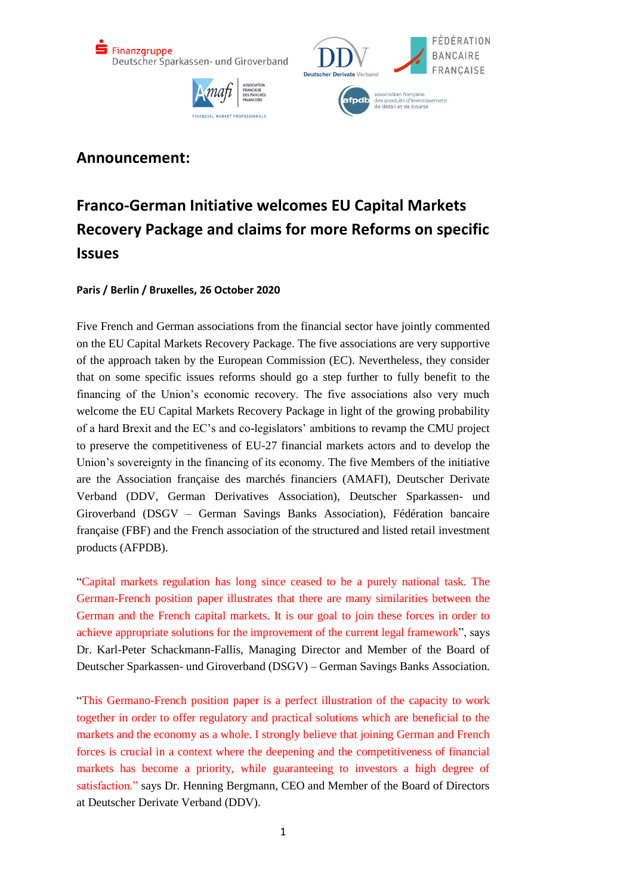## Announcement:

# Franco-German Initiative welcomes EU Capital Markets Recovery Package and claims for more Reforms on specific Issues

**Paris / Berlin / Bruxelles, 26 October 2020**

Five French and German associations from the financial sector have jointly commented on the EU Capital Markets Recovery Package. The five associations are very supportive of the approach taken by the European Commission (EC). Nevertheless, they consider that on some specific issues reforms should go a step further to fully benefit to the financing of the Union's economic recovery. The five associations also very much welcome the EU Capital Markets Recovery Package in light of the growing probability of a hard Brexit and the EC's and co-legislators' ambitions to revamp the CMU project to preserve the competitiveness of EU-27 financial markets actors and to develop the Union's sovereignty in the financing of its economy. The five Members of the initiative are the Association française des marchés financiers (AMAFI), Deutscher Derivate Verband (DDV, German Derivatives Association), Deutscher Sparkassen- und Giroverband (DSGV – German Savings Banks Association), Fédération bancaire française (FBF) and the French association of the structured and listed retail investment products (AFPDB).

"Capital markets regulation has long since ceased to be a purely national task. The German-French position paper illustrates that there are many similarities between the German and the French capital markets. It is our goal to join these forces in order to achieve appropriate solutions for the improvement of the current legal framework", says Dr. Karl-Peter Schackmann-Fallis, Managing Director and Member of the Board of Deutscher Sparkassen- und Giroverband (DSGV) – German Savings Banks Association.

"This Germano-French position paper is a perfect illustration of the capacity to work together in order to offer regulatory and practical solutions which are beneficial to the markets and the economy as a whole. I strongly believe that joining German and French forces is crucial in a context where the deepening and the competitiveness of financial markets has become a priority, while guaranteeing to investors a high degree of satisfaction." says Dr. Henning Bergmann, CEO and Member of the Board of Directors at Deutscher Derivate Verband (DDV).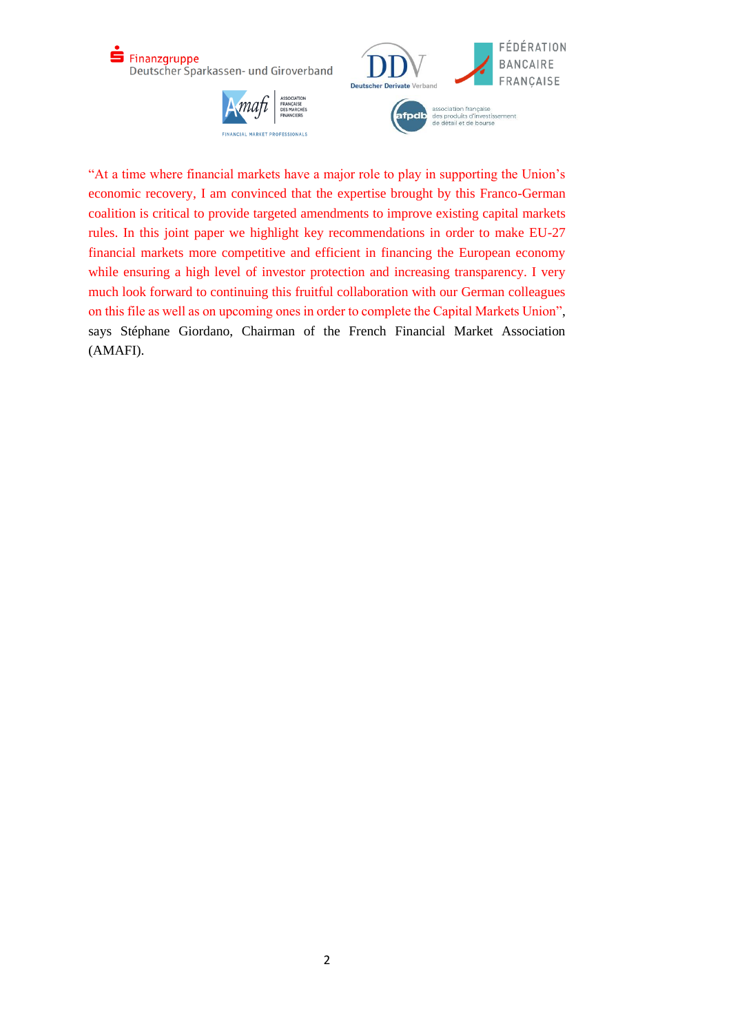“At a time where financial markets have a major role to play in supporting the Union’s economic recovery, I am convinced that the expertise brought by this Franco-German coalition is critical to provide targeted amendments to improve existing capital markets rules. In this joint paper we highlight key recommendations in order to make EU-27 financial markets more competitive and efficient in financing the European economy while ensuring a high level of investor protection and increasing transparency. I very much look forward to continuing this fruitful collaboration with our German colleagues on this file as well as on upcoming ones in order to complete the Capital Markets Union”, says Stéphane Giordano, Chairman of the French Financial Market Association (AMAFI).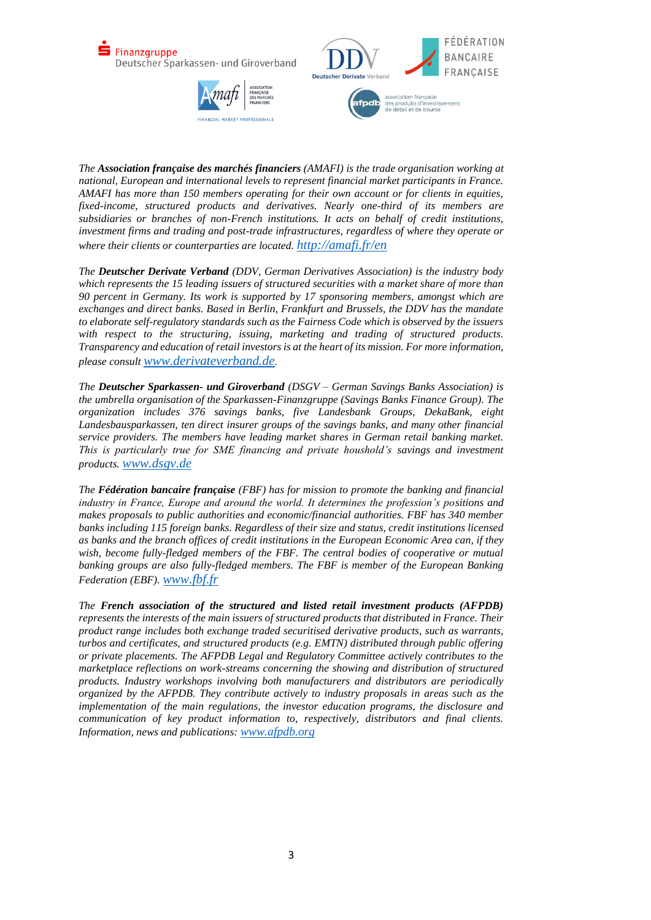*The **Association française des marchés financiers** (AMAFI) is the trade organisation working at national, European and international levels to represent financial market participants in France. AMAFI has more than 150 members operating for their own account or for clients in equities, fixed-income, structured products and derivatives. Nearly one-third of its members are subsidiaries or branches of non-French institutions. It acts on behalf of credit institutions, investment firms and trading and post-trade infrastructures, regardless of where they operate or where their clients or counterparties are located. http://amafi.fr/en*

*The **Deutscher Derivate Verband** (DDV, German Derivatives Association) is the industry body which represents the 15 leading issuers of structured securities with a market share of more than 90 percent in Germany. Its work is supported by 17 sponsoring members, amongst which are exchanges and direct banks. Based in Berlin, Frankfurt and Brussels, the DDV has the mandate to elaborate self-regulatory standards such as the Fairness Code which is observed by the issuers with respect to the structuring, issuing, marketing and trading of structured products. Transparency and education of retail investors is at the heart of its mission. For more information, please consult www.derivateverband.de.*

*The **Deutscher Sparkassen- und Giroverband** (DSGV – German Savings Banks Association) is the umbrella organisation of the Sparkassen-Finanzgruppe (Savings Banks Finance Group). The organization includes 376 savings banks, five Landesbank Groups, DekaBank, eight Landesbausparkassen, ten direct insurer groups of the savings banks, and many other financial service providers. The members have leading market shares in German retail banking market. This is particularly true for SME financing and private houshold's savings and investment products. www.dsgv.de*

*The **Fédération bancaire française** (FBF) has for mission to promote the banking and financial industry in France, Europe and around the world. It determines the profession's positions and makes proposals to public authorities and economic/financial authorities. FBF has 340 member banks including 115 foreign banks. Regardless of their size and status, credit institutions licensed as banks and the branch offices of credit institutions in the European Economic Area can, if they wish, become fully-fledged members of the FBF. The central bodies of cooperative or mutual banking groups are also fully-fledged members. The FBF is member of the European Banking Federation (EBF). www.fbf.fr*

*The **French association of the structured and listed retail investment products (AFPDB)** represents the interests of the main issuers of structured products that distributed in France. Their product range includes both exchange traded securitised derivative products, such as warrants, turbos and certificates, and structured products (e.g. EMTN) distributed through public offering or private placements. The AFPDB Legal and Regulatory Committee actively contributes to the marketplace reflections on work-streams concerning the showing and distribution of structured products. Industry workshops involving both manufacturers and distributors are periodically organized by the AFPDB. They contribute actively to industry proposals in areas such as the implementation of the main regulations, the investor education programs, the disclosure and communication of key product information to, respectively, distributors and final clients. Information, news and publications: www.afpdb.org*